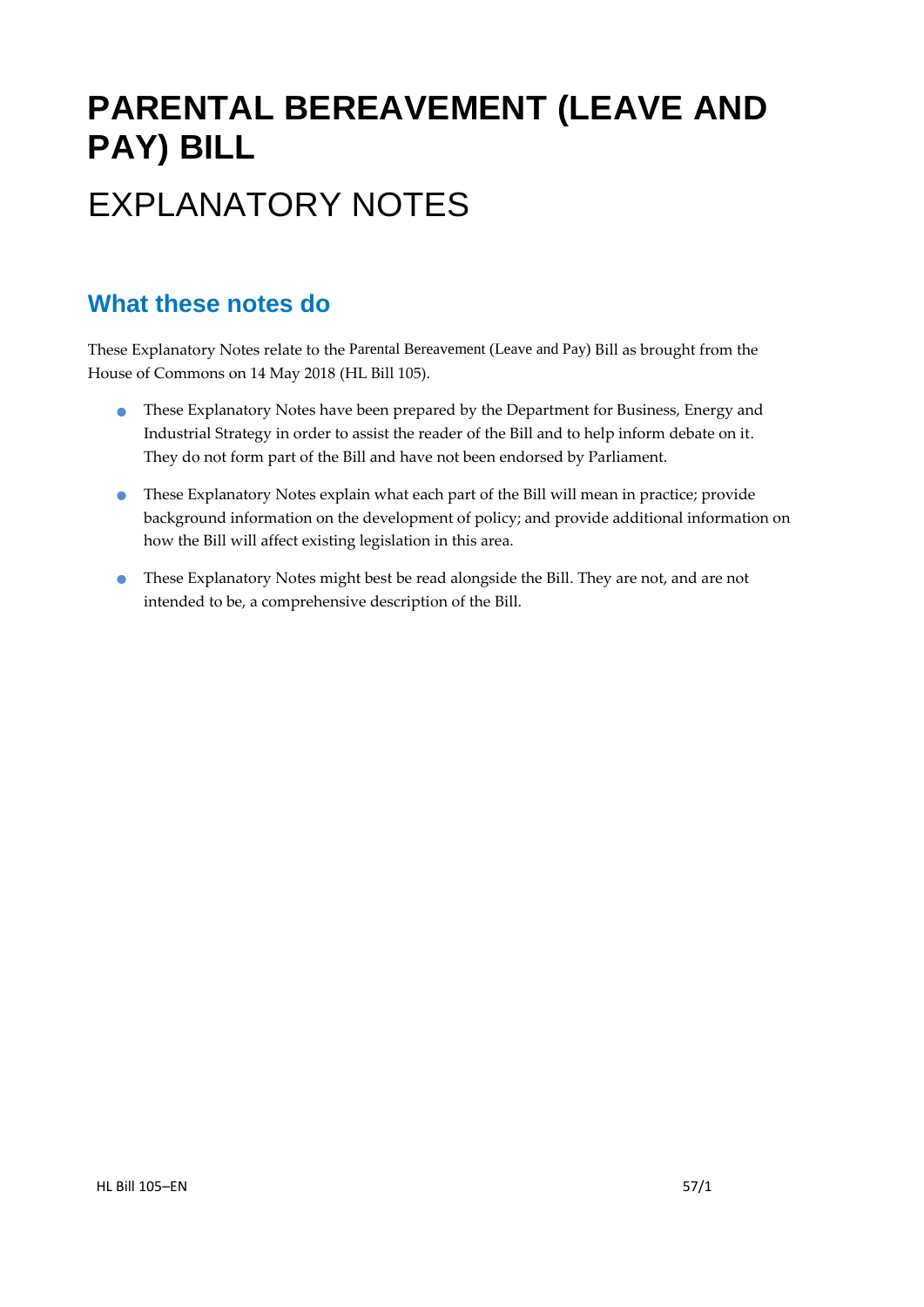# PARENTAL BEREAVEMENT (LEAVE AND PAY) BILL

# EXPLANATORY NOTES

## What these notes do

These Explanatory Notes relate to the Parental Bereavement (Leave and Pay) Bill as brought from the House of Commons on 14 May 2018 (HL Bill 105).

- These Explanatory Notes have been prepared by the Department for Business, Energy and Industrial Strategy in order to assist the reader of the Bill and to help inform debate on it. They do not form part of the Bill and have not been endorsed by Parliament.
- These Explanatory Notes explain what each part of the Bill will mean in practice; provide background information on the development of policy; and provide additional information on how the Bill will affect existing legislation in this area.
- These Explanatory Notes might best be read alongside the Bill. They are not, and are not intended to be, a comprehensive description of the Bill.

HL Bill 105–EN 57/1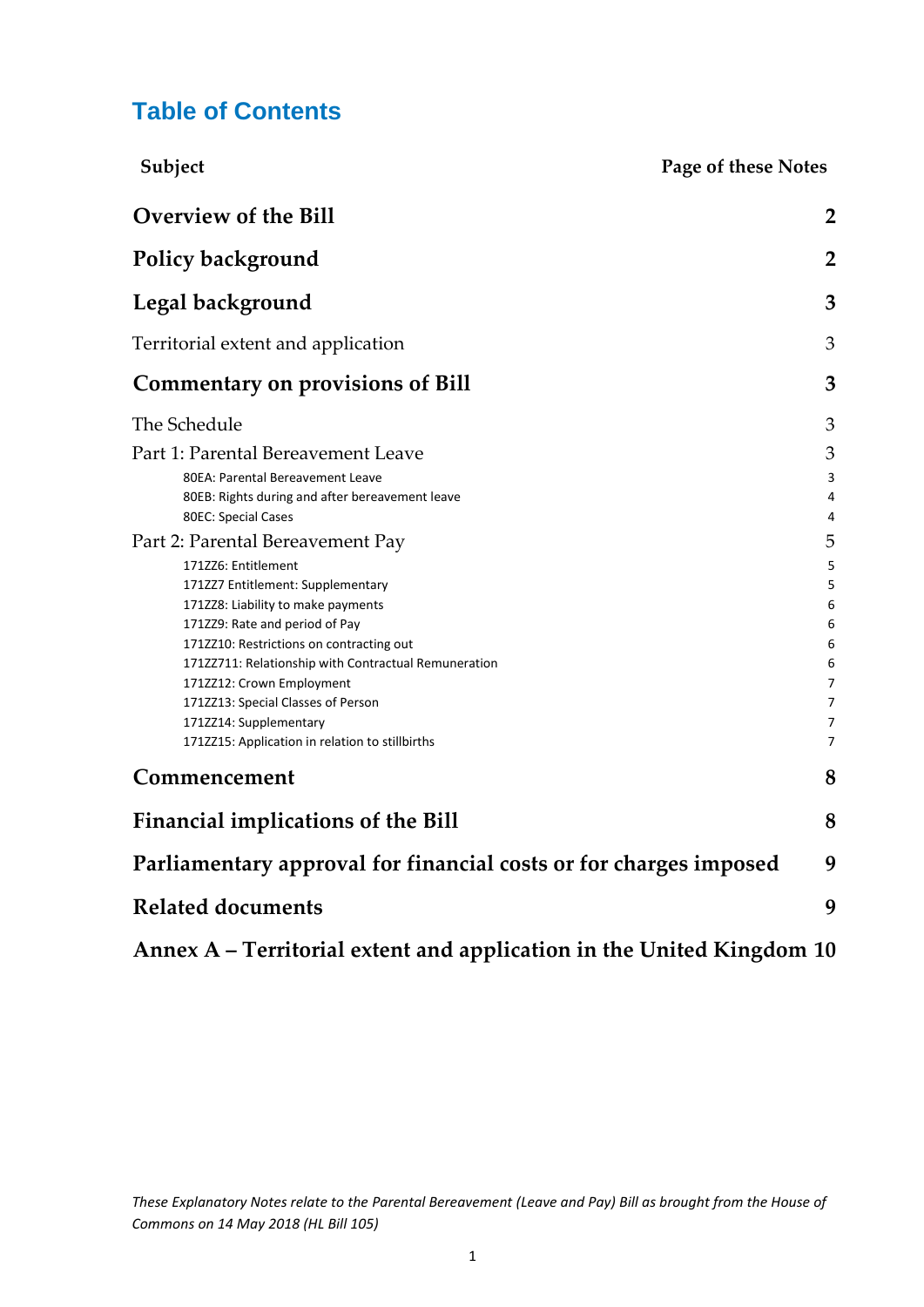# Table of Contents

| Subject | Page of these Notes |
|---|---|
| **Overview of the Bill** | **2** |
| **Policy background** | **2** |
| **Legal background** | **3** |
| Territorial extent and application | 3 |
| **Commentary on provisions of Bill** | **3** |
| The Schedule | 3 |
| Part 1: Parental Bereavement Leave | 3 |
| 80EA: Parental Bereavement Leave | 3 |
| 80EB: Rights during and after bereavement leave | 4 |
| 80EC: Special Cases | 4 |
| Part 2: Parental Bereavement Pay | 5 |
| 171ZZ6: Entitlement | 5 |
| 171ZZ7 Entitlement: Supplementary | 5 |
| 171ZZ8: Liability to make payments | 6 |
| 171ZZ9: Rate and period of Pay | 6 |
| 171ZZ10: Restrictions on contracting out | 6 |
| 171ZZ711: Relationship with Contractual Remuneration | 6 |
| 171ZZ12: Crown Employment | 7 |
| 171ZZ13: Special Classes of Person | 7 |
| 171ZZ14: Supplementary | 7 |
| 171ZZ15: Application in relation to stillbirths | 7 |
| **Commencement** | **8** |
| **Financial implications of the Bill** | **8** |
| **Parliamentary approval for financial costs or for charges imposed** | **9** |
| **Related documents** | **9** |
| **Annex A – Territorial extent and application in the United Kingdom** | **10** |

*These Explanatory Notes relate to the Parental Bereavement (Leave and Pay) Bill as brought from the House of Commons on 14 May 2018 (HL Bill 105)*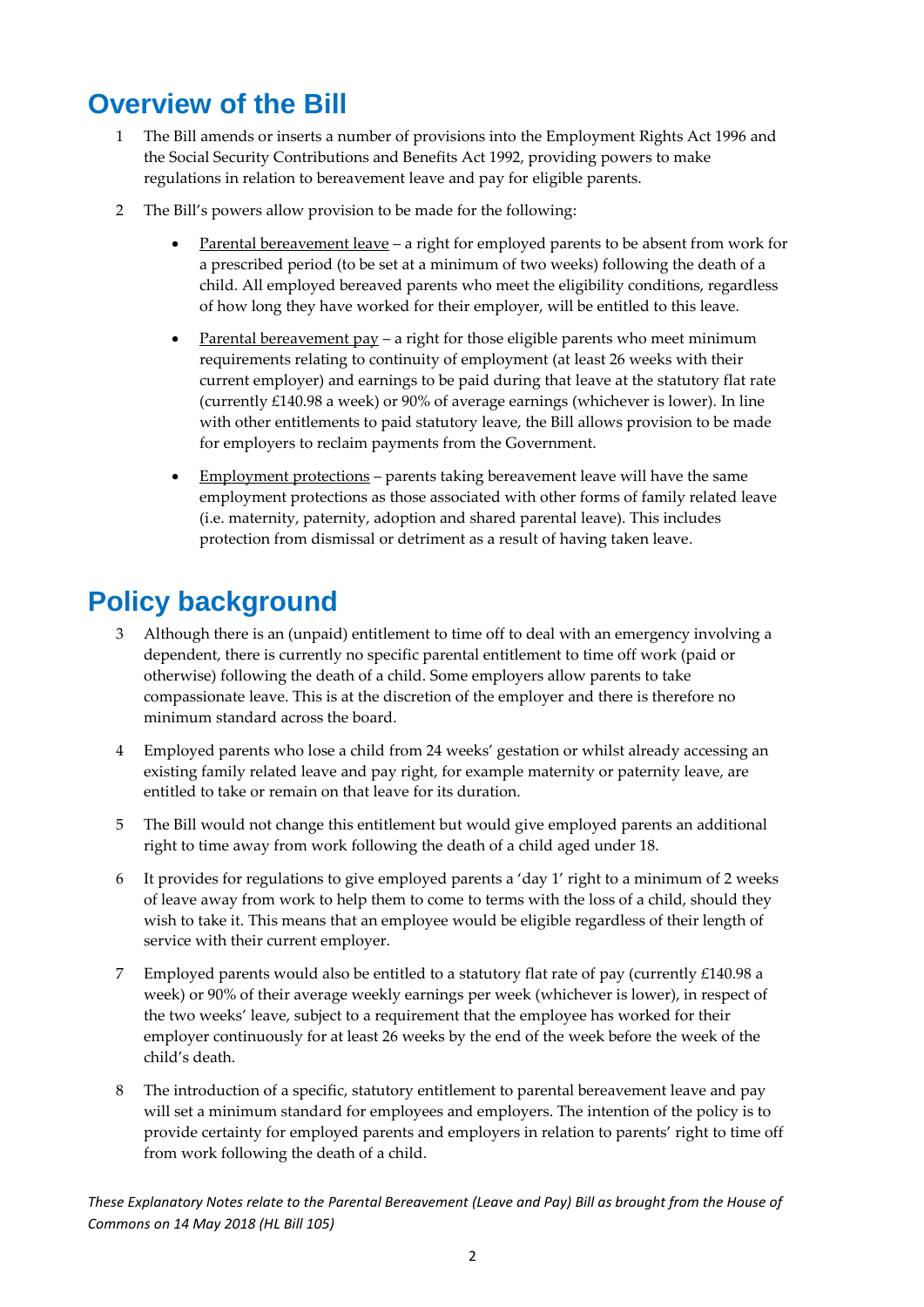# Overview of the Bill

1 The Bill amends or inserts a number of provisions into the Employment Rights Act 1996 and the Social Security Contributions and Benefits Act 1992, providing powers to make regulations in relation to bereavement leave and pay for eligible parents.

2 The Bill's powers allow provision to be made for the following:

- Parental bereavement leave – a right for employed parents to be absent from work for a prescribed period (to be set at a minimum of two weeks) following the death of a child. All employed bereaved parents who meet the eligibility conditions, regardless of how long they have worked for their employer, will be entitled to this leave.
- Parental bereavement pay – a right for those eligible parents who meet minimum requirements relating to continuity of employment (at least 26 weeks with their current employer) and earnings to be paid during that leave at the statutory flat rate (currently £140.98 a week) or 90% of average earnings (whichever is lower). In line with other entitlements to paid statutory leave, the Bill allows provision to be made for employers to reclaim payments from the Government.
- Employment protections – parents taking bereavement leave will have the same employment protections as those associated with other forms of family related leave (i.e. maternity, paternity, adoption and shared parental leave). This includes protection from dismissal or detriment as a result of having taken leave.

# Policy background

3 Although there is an (unpaid) entitlement to time off to deal with an emergency involving a dependent, there is currently no specific parental entitlement to time off work (paid or otherwise) following the death of a child. Some employers allow parents to take compassionate leave. This is at the discretion of the employer and there is therefore no minimum standard across the board.

4 Employed parents who lose a child from 24 weeks' gestation or whilst already accessing an existing family related leave and pay right, for example maternity or paternity leave, are entitled to take or remain on that leave for its duration.

5 The Bill would not change this entitlement but would give employed parents an additional right to time away from work following the death of a child aged under 18.

6 It provides for regulations to give employed parents a 'day 1' right to a minimum of 2 weeks of leave away from work to help them to come to terms with the loss of a child, should they wish to take it. This means that an employee would be eligible regardless of their length of service with their current employer.

7 Employed parents would also be entitled to a statutory flat rate of pay (currently £140.98 a week) or 90% of their average weekly earnings per week (whichever is lower), in respect of the two weeks' leave, subject to a requirement that the employee has worked for their employer continuously for at least 26 weeks by the end of the week before the week of the child's death.

8 The introduction of a specific, statutory entitlement to parental bereavement leave and pay will set a minimum standard for employees and employers. The intention of the policy is to provide certainty for employed parents and employers in relation to parents' right to time off from work following the death of a child.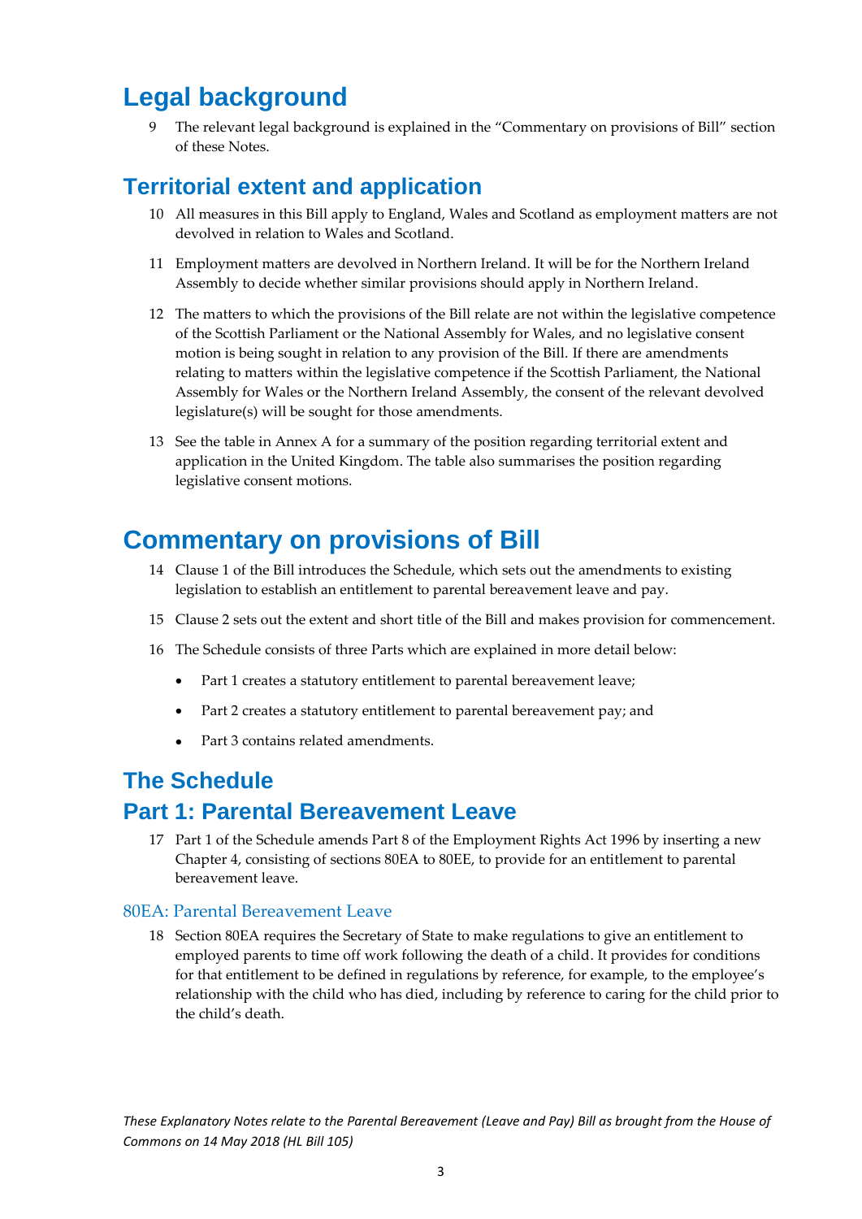# Legal background

9 The relevant legal background is explained in the "Commentary on provisions of Bill" section of these Notes.

## Territorial extent and application

10 All measures in this Bill apply to England, Wales and Scotland as employment matters are not devolved in relation to Wales and Scotland.

11 Employment matters are devolved in Northern Ireland. It will be for the Northern Ireland Assembly to decide whether similar provisions should apply in Northern Ireland.

12 The matters to which the provisions of the Bill relate are not within the legislative competence of the Scottish Parliament or the National Assembly for Wales, and no legislative consent motion is being sought in relation to any provision of the Bill. If there are amendments relating to matters within the legislative competence if the Scottish Parliament, the National Assembly for Wales or the Northern Ireland Assembly, the consent of the relevant devolved legislature(s) will be sought for those amendments.

13 See the table in Annex A for a summary of the position regarding territorial extent and application in the United Kingdom. The table also summarises the position regarding legislative consent motions.

# Commentary on provisions of Bill

14 Clause 1 of the Bill introduces the Schedule, which sets out the amendments to existing legislation to establish an entitlement to parental bereavement leave and pay.

15 Clause 2 sets out the extent and short title of the Bill and makes provision for commencement.

16 The Schedule consists of three Parts which are explained in more detail below:

- Part 1 creates a statutory entitlement to parental bereavement leave;
- Part 2 creates a statutory entitlement to parental bereavement pay; and
- Part 3 contains related amendments.

## The Schedule

## Part 1: Parental Bereavement Leave

17 Part 1 of the Schedule amends Part 8 of the Employment Rights Act 1996 by inserting a new Chapter 4, consisting of sections 80EA to 80EE, to provide for an entitlement to parental bereavement leave.

### 80EA: Parental Bereavement Leave

18 Section 80EA requires the Secretary of State to make regulations to give an entitlement to employed parents to time off work following the death of a child. It provides for conditions for that entitlement to be defined in regulations by reference, for example, to the employee's relationship with the child who has died, including by reference to caring for the child prior to the child's death.

*These Explanatory Notes relate to the Parental Bereavement (Leave and Pay) Bill as brought from the House of Commons on 14 May 2018 (HL Bill 105)*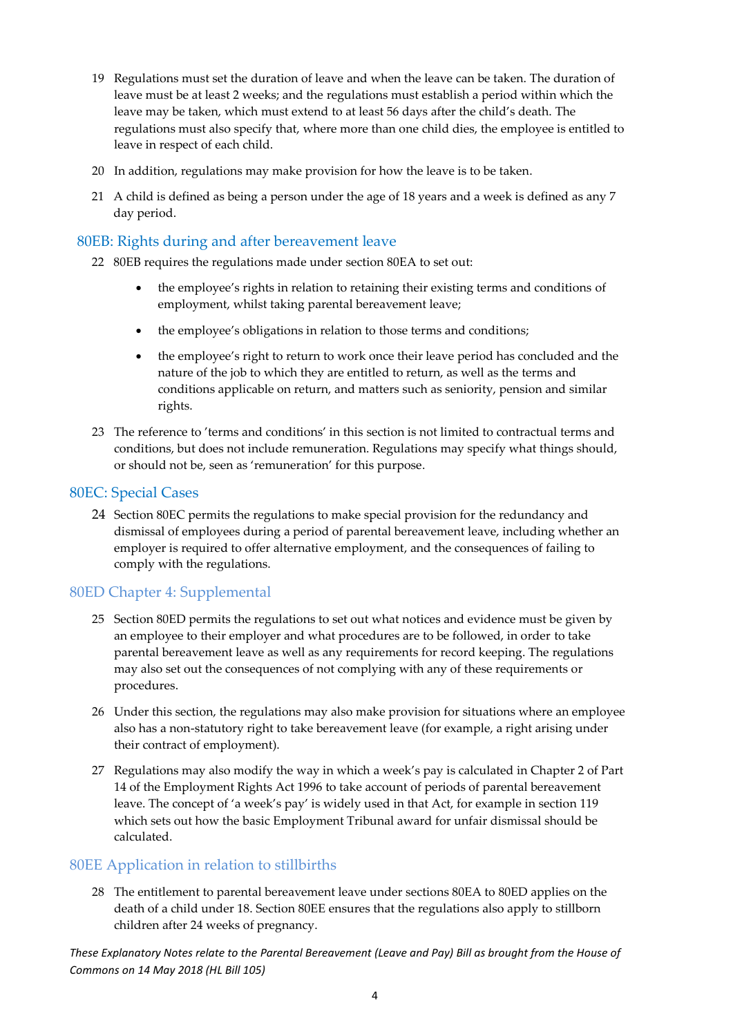19 Regulations must set the duration of leave and when the leave can be taken. The duration of leave must be at least 2 weeks; and the regulations must establish a period within which the leave may be taken, which must extend to at least 56 days after the child's death. The regulations must also specify that, where more than one child dies, the employee is entitled to leave in respect of each child.

20 In addition, regulations may make provision for how the leave is to be taken.

21 A child is defined as being a person under the age of 18 years and a week is defined as any 7 day period.

## 80EB: Rights during and after bereavement leave

22 80EB requires the regulations made under section 80EA to set out:

- the employee's rights in relation to retaining their existing terms and conditions of employment, whilst taking parental bereavement leave;
- the employee's obligations in relation to those terms and conditions;
- the employee's right to return to work once their leave period has concluded and the nature of the job to which they are entitled to return, as well as the terms and conditions applicable on return, and matters such as seniority, pension and similar rights.

23 The reference to 'terms and conditions' in this section is not limited to contractual terms and conditions, but does not include remuneration. Regulations may specify what things should, or should not be, seen as 'remuneration' for this purpose.

## 80EC: Special Cases

24 Section 80EC permits the regulations to make special provision for the redundancy and dismissal of employees during a period of parental bereavement leave, including whether an employer is required to offer alternative employment, and the consequences of failing to comply with the regulations.

## 80ED Chapter 4: Supplemental

25 Section 80ED permits the regulations to set out what notices and evidence must be given by an employee to their employer and what procedures are to be followed, in order to take parental bereavement leave as well as any requirements for record keeping. The regulations may also set out the consequences of not complying with any of these requirements or procedures.

26 Under this section, the regulations may also make provision for situations where an employee also has a non-statutory right to take bereavement leave (for example, a right arising under their contract of employment).

27 Regulations may also modify the way in which a week's pay is calculated in Chapter 2 of Part 14 of the Employment Rights Act 1996 to take account of periods of parental bereavement leave. The concept of 'a week's pay' is widely used in that Act, for example in section 119 which sets out how the basic Employment Tribunal award for unfair dismissal should be calculated.

## 80EE Application in relation to stillbirths

28 The entitlement to parental bereavement leave under sections 80EA to 80ED applies on the death of a child under 18. Section 80EE ensures that the regulations also apply to stillborn children after 24 weeks of pregnancy.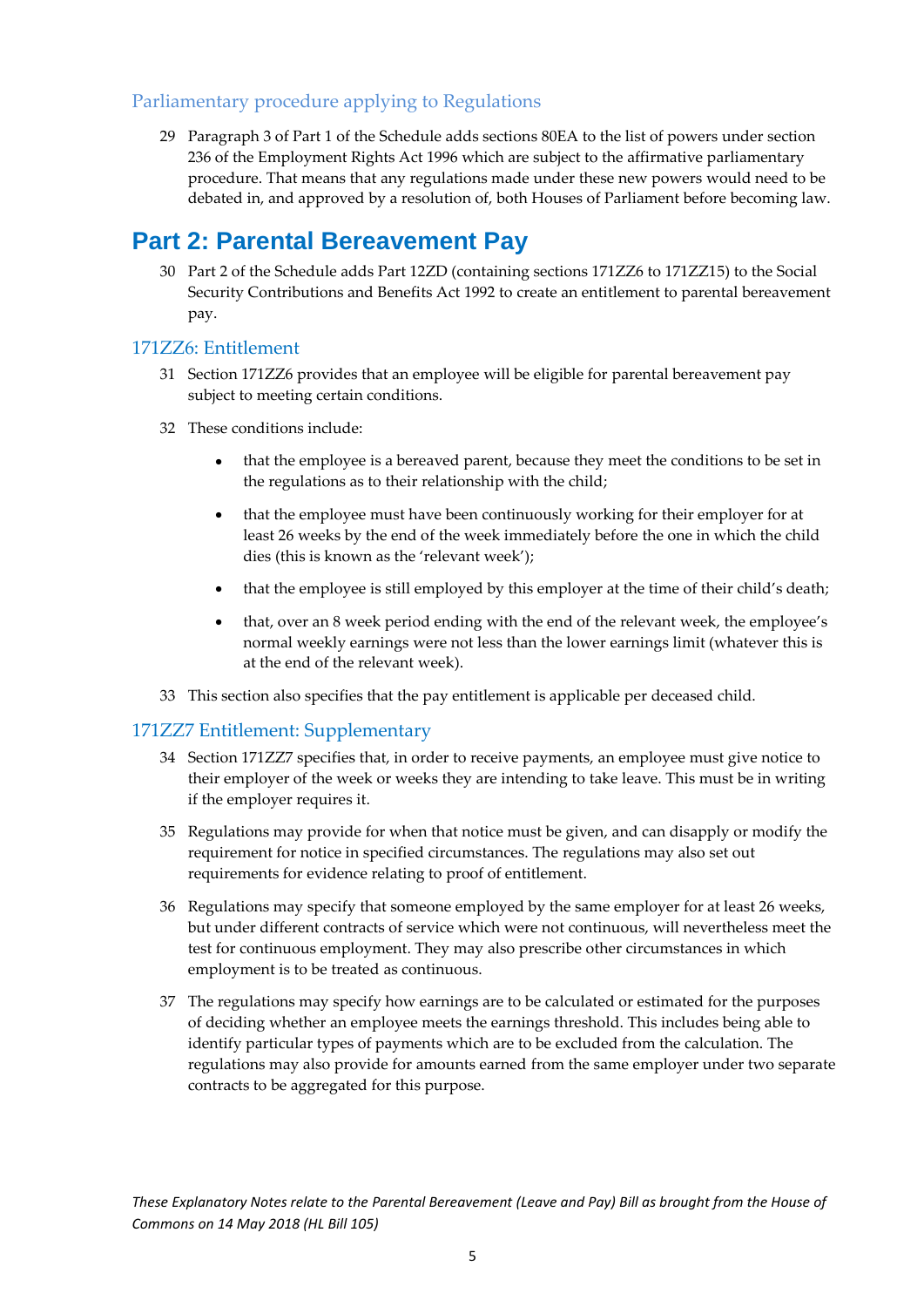### Parliamentary procedure applying to Regulations

29 Paragraph 3 of Part 1 of the Schedule adds sections 80EA to the list of powers under section 236 of the Employment Rights Act 1996 which are subject to the affirmative parliamentary procedure. That means that any regulations made under these new powers would need to be debated in, and approved by a resolution of, both Houses of Parliament before becoming law.

## Part 2: Parental Bereavement Pay

30 Part 2 of the Schedule adds Part 12ZD (containing sections 171ZZ6 to 171ZZ15) to the Social Security Contributions and Benefits Act 1992 to create an entitlement to parental bereavement pay.

### 171ZZ6: Entitlement

31 Section 171ZZ6 provides that an employee will be eligible for parental bereavement pay subject to meeting certain conditions.

32 These conditions include:

- that the employee is a bereaved parent, because they meet the conditions to be set in the regulations as to their relationship with the child;
- that the employee must have been continuously working for their employer for at least 26 weeks by the end of the week immediately before the one in which the child dies (this is known as the 'relevant week');
- that the employee is still employed by this employer at the time of their child's death;
- that, over an 8 week period ending with the end of the relevant week, the employee's normal weekly earnings were not less than the lower earnings limit (whatever this is at the end of the relevant week).

33 This section also specifies that the pay entitlement is applicable per deceased child.

### 171ZZ7 Entitlement: Supplementary

34 Section 171ZZ7 specifies that, in order to receive payments, an employee must give notice to their employer of the week or weeks they are intending to take leave. This must be in writing if the employer requires it.

35 Regulations may provide for when that notice must be given, and can disapply or modify the requirement for notice in specified circumstances. The regulations may also set out requirements for evidence relating to proof of entitlement.

36 Regulations may specify that someone employed by the same employer for at least 26 weeks, but under different contracts of service which were not continuous, will nevertheless meet the test for continuous employment. They may also prescribe other circumstances in which employment is to be treated as continuous.

37 The regulations may specify how earnings are to be calculated or estimated for the purposes of deciding whether an employee meets the earnings threshold. This includes being able to identify particular types of payments which are to be excluded from the calculation. The regulations may also provide for amounts earned from the same employer under two separate contracts to be aggregated for this purpose.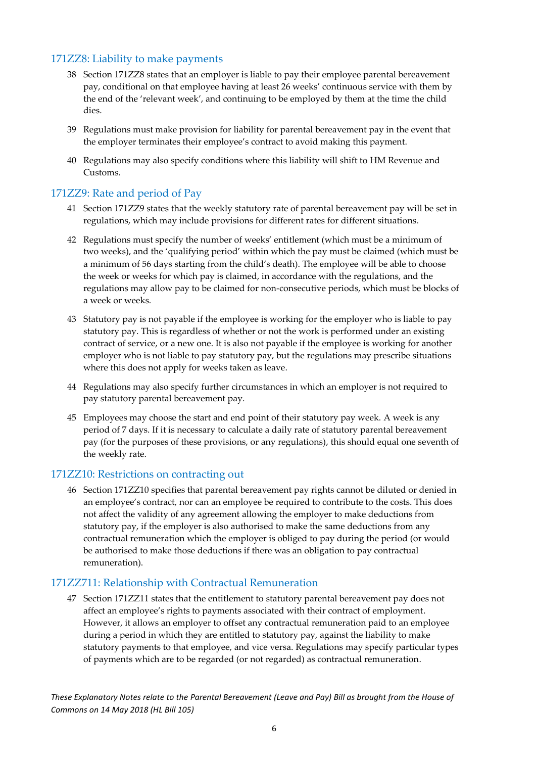### 171ZZ8: Liability to make payments

38 Section 171ZZ8 states that an employer is liable to pay their employee parental bereavement pay, conditional on that employee having at least 26 weeks' continuous service with them by the end of the 'relevant week', and continuing to be employed by them at the time the child dies.

39 Regulations must make provision for liability for parental bereavement pay in the event that the employer terminates their employee's contract to avoid making this payment.

40 Regulations may also specify conditions where this liability will shift to HM Revenue and Customs.

### 171ZZ9: Rate and period of Pay

41 Section 171ZZ9 states that the weekly statutory rate of parental bereavement pay will be set in regulations, which may include provisions for different rates for different situations.

42 Regulations must specify the number of weeks' entitlement (which must be a minimum of two weeks), and the 'qualifying period' within which the pay must be claimed (which must be a minimum of 56 days starting from the child's death). The employee will be able to choose the week or weeks for which pay is claimed, in accordance with the regulations, and the regulations may allow pay to be claimed for non-consecutive periods, which must be blocks of a week or weeks.

43 Statutory pay is not payable if the employee is working for the employer who is liable to pay statutory pay. This is regardless of whether or not the work is performed under an existing contract of service, or a new one. It is also not payable if the employee is working for another employer who is not liable to pay statutory pay, but the regulations may prescribe situations where this does not apply for weeks taken as leave.

44 Regulations may also specify further circumstances in which an employer is not required to pay statutory parental bereavement pay.

45 Employees may choose the start and end point of their statutory pay week. A week is any period of 7 days. If it is necessary to calculate a daily rate of statutory parental bereavement pay (for the purposes of these provisions, or any regulations), this should equal one seventh of the weekly rate.

### 171ZZ10: Restrictions on contracting out

46 Section 171ZZ10 specifies that parental bereavement pay rights cannot be diluted or denied in an employee's contract, nor can an employee be required to contribute to the costs. This does not affect the validity of any agreement allowing the employer to make deductions from statutory pay, if the employer is also authorised to make the same deductions from any contractual remuneration which the employer is obliged to pay during the period (or would be authorised to make those deductions if there was an obligation to pay contractual remuneration).

### 171ZZ711: Relationship with Contractual Remuneration

47 Section 171ZZ11 states that the entitlement to statutory parental bereavement pay does not affect an employee's rights to payments associated with their contract of employment. However, it allows an employer to offset any contractual remuneration paid to an employee during a period in which they are entitled to statutory pay, against the liability to make statutory payments to that employee, and vice versa. Regulations may specify particular types of payments which are to be regarded (or not regarded) as contractual remuneration.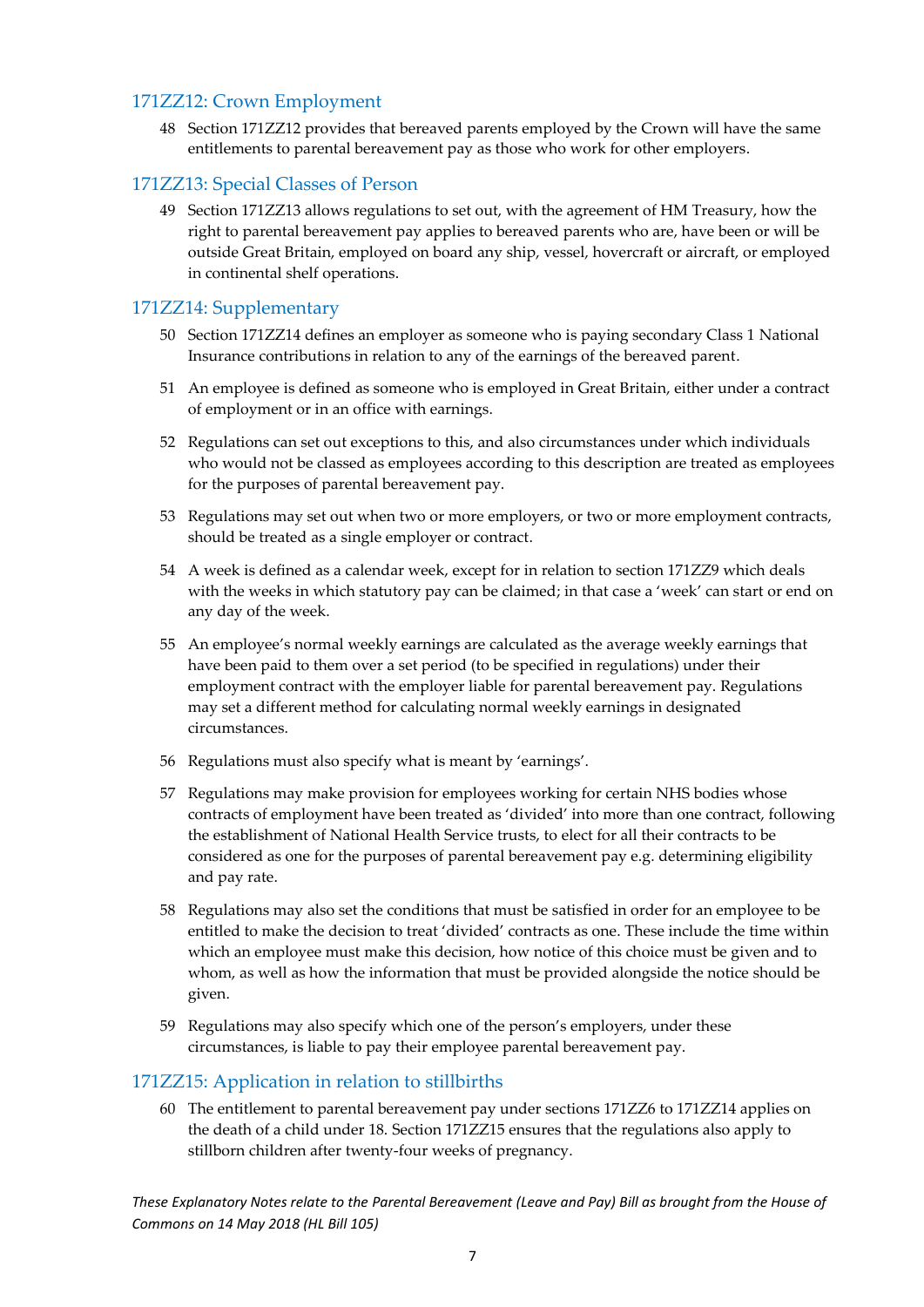## 171ZZ12: Crown Employment

48 Section 171ZZ12 provides that bereaved parents employed by the Crown will have the same entitlements to parental bereavement pay as those who work for other employers.

## 171ZZ13: Special Classes of Person

49 Section 171ZZ13 allows regulations to set out, with the agreement of HM Treasury, how the right to parental bereavement pay applies to bereaved parents who are, have been or will be outside Great Britain, employed on board any ship, vessel, hovercraft or aircraft, or employed in continental shelf operations.

## 171ZZ14: Supplementary

50 Section 171ZZ14 defines an employer as someone who is paying secondary Class 1 National Insurance contributions in relation to any of the earnings of the bereaved parent.

51 An employee is defined as someone who is employed in Great Britain, either under a contract of employment or in an office with earnings.

52 Regulations can set out exceptions to this, and also circumstances under which individuals who would not be classed as employees according to this description are treated as employees for the purposes of parental bereavement pay.

53 Regulations may set out when two or more employers, or two or more employment contracts, should be treated as a single employer or contract.

54 A week is defined as a calendar week, except for in relation to section 171ZZ9 which deals with the weeks in which statutory pay can be claimed; in that case a 'week' can start or end on any day of the week.

55 An employee's normal weekly earnings are calculated as the average weekly earnings that have been paid to them over a set period (to be specified in regulations) under their employment contract with the employer liable for parental bereavement pay. Regulations may set a different method for calculating normal weekly earnings in designated circumstances.

56 Regulations must also specify what is meant by 'earnings'.

57 Regulations may make provision for employees working for certain NHS bodies whose contracts of employment have been treated as 'divided' into more than one contract, following the establishment of National Health Service trusts, to elect for all their contracts to be considered as one for the purposes of parental bereavement pay e.g. determining eligibility and pay rate.

58 Regulations may also set the conditions that must be satisfied in order for an employee to be entitled to make the decision to treat 'divided' contracts as one. These include the time within which an employee must make this decision, how notice of this choice must be given and to whom, as well as how the information that must be provided alongside the notice should be given.

59 Regulations may also specify which one of the person's employers, under these circumstances, is liable to pay their employee parental bereavement pay.

## 171ZZ15: Application in relation to stillbirths

60 The entitlement to parental bereavement pay under sections 171ZZ6 to 171ZZ14 applies on the death of a child under 18. Section 171ZZ15 ensures that the regulations also apply to stillborn children after twenty-four weeks of pregnancy.

*These Explanatory Notes relate to the Parental Bereavement (Leave and Pay) Bill as brought from the House of Commons on 14 May 2018 (HL Bill 105)*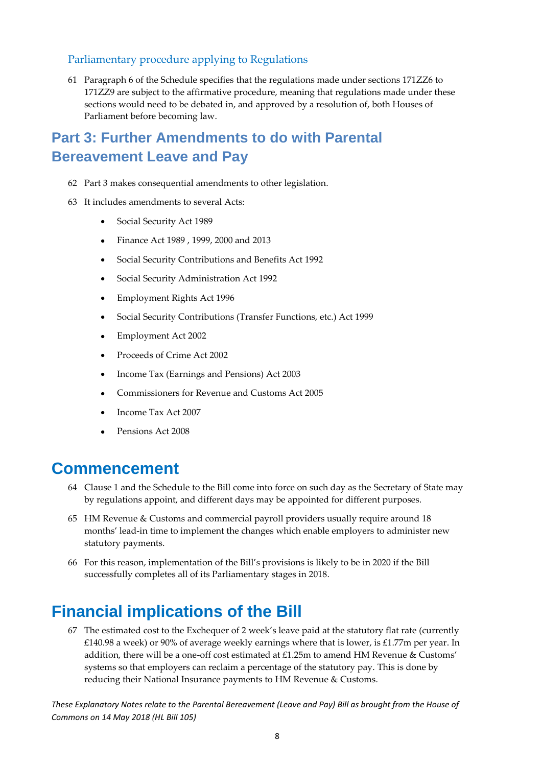### Parliamentary procedure applying to Regulations

61 Paragraph 6 of the Schedule specifies that the regulations made under sections 171ZZ6 to 171ZZ9 are subject to the affirmative procedure, meaning that regulations made under these sections would need to be debated in, and approved by a resolution of, both Houses of Parliament before becoming law.

## Part 3: Further Amendments to do with Parental Bereavement Leave and Pay

62 Part 3 makes consequential amendments to other legislation.

63 It includes amendments to several Acts:

- Social Security Act 1989
- Finance Act 1989 , 1999, 2000 and 2013
- Social Security Contributions and Benefits Act 1992
- Social Security Administration Act 1992
- Employment Rights Act 1996
- Social Security Contributions (Transfer Functions, etc.) Act 1999
- Employment Act 2002
- Proceeds of Crime Act 2002
- Income Tax (Earnings and Pensions) Act 2003
- Commissioners for Revenue and Customs Act 2005
- Income Tax Act 2007
- Pensions Act 2008

# Commencement

64 Clause 1 and the Schedule to the Bill come into force on such day as the Secretary of State may by regulations appoint, and different days may be appointed for different purposes.

65 HM Revenue & Customs and commercial payroll providers usually require around 18 months' lead-in time to implement the changes which enable employers to administer new statutory payments.

66 For this reason, implementation of the Bill's provisions is likely to be in 2020 if the Bill successfully completes all of its Parliamentary stages in 2018.

# Financial implications of the Bill

67 The estimated cost to the Exchequer of 2 week's leave paid at the statutory flat rate (currently £140.98 a week) or 90% of average weekly earnings where that is lower, is £1.77m per year. In addition, there will be a one-off cost estimated at £1.25m to amend HM Revenue & Customs' systems so that employers can reclaim a percentage of the statutory pay. This is done by reducing their National Insurance payments to HM Revenue & Customs.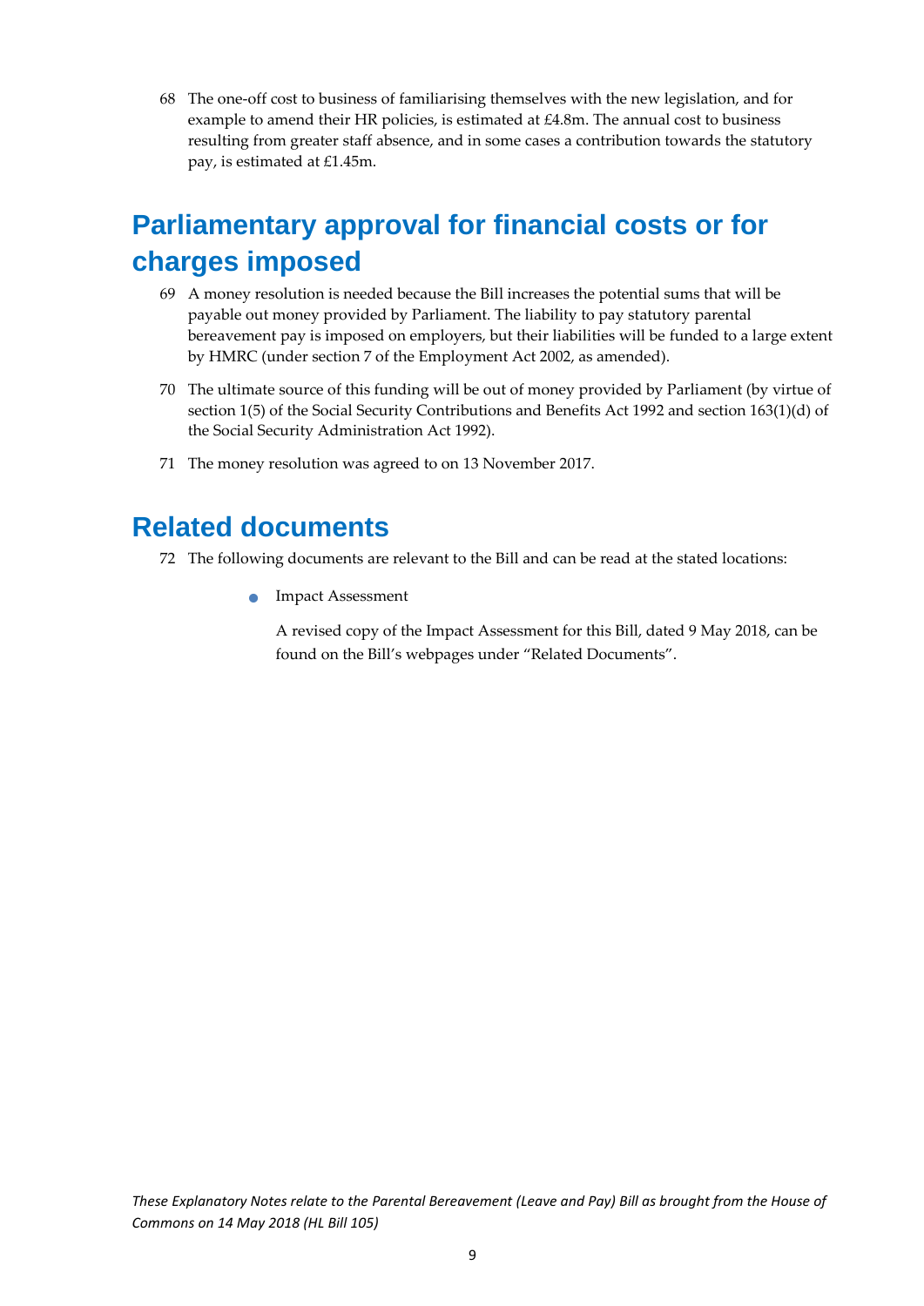68 The one-off cost to business of familiarising themselves with the new legislation, and for example to amend their HR policies, is estimated at £4.8m. The annual cost to business resulting from greater staff absence, and in some cases a contribution towards the statutory pay, is estimated at £1.45m.

# Parliamentary approval for financial costs or for charges imposed

69 A money resolution is needed because the Bill increases the potential sums that will be payable out money provided by Parliament. The liability to pay statutory parental bereavement pay is imposed on employers, but their liabilities will be funded to a large extent by HMRC (under section 7 of the Employment Act 2002, as amended).

70 The ultimate source of this funding will be out of money provided by Parliament (by virtue of section 1(5) of the Social Security Contributions and Benefits Act 1992 and section 163(1)(d) of the Social Security Administration Act 1992).

71 The money resolution was agreed to on 13 November 2017.

# Related documents

72 The following documents are relevant to the Bill and can be read at the stated locations:

- Impact Assessment

  A revised copy of the Impact Assessment for this Bill, dated 9 May 2018, can be found on the Bill's webpages under "Related Documents".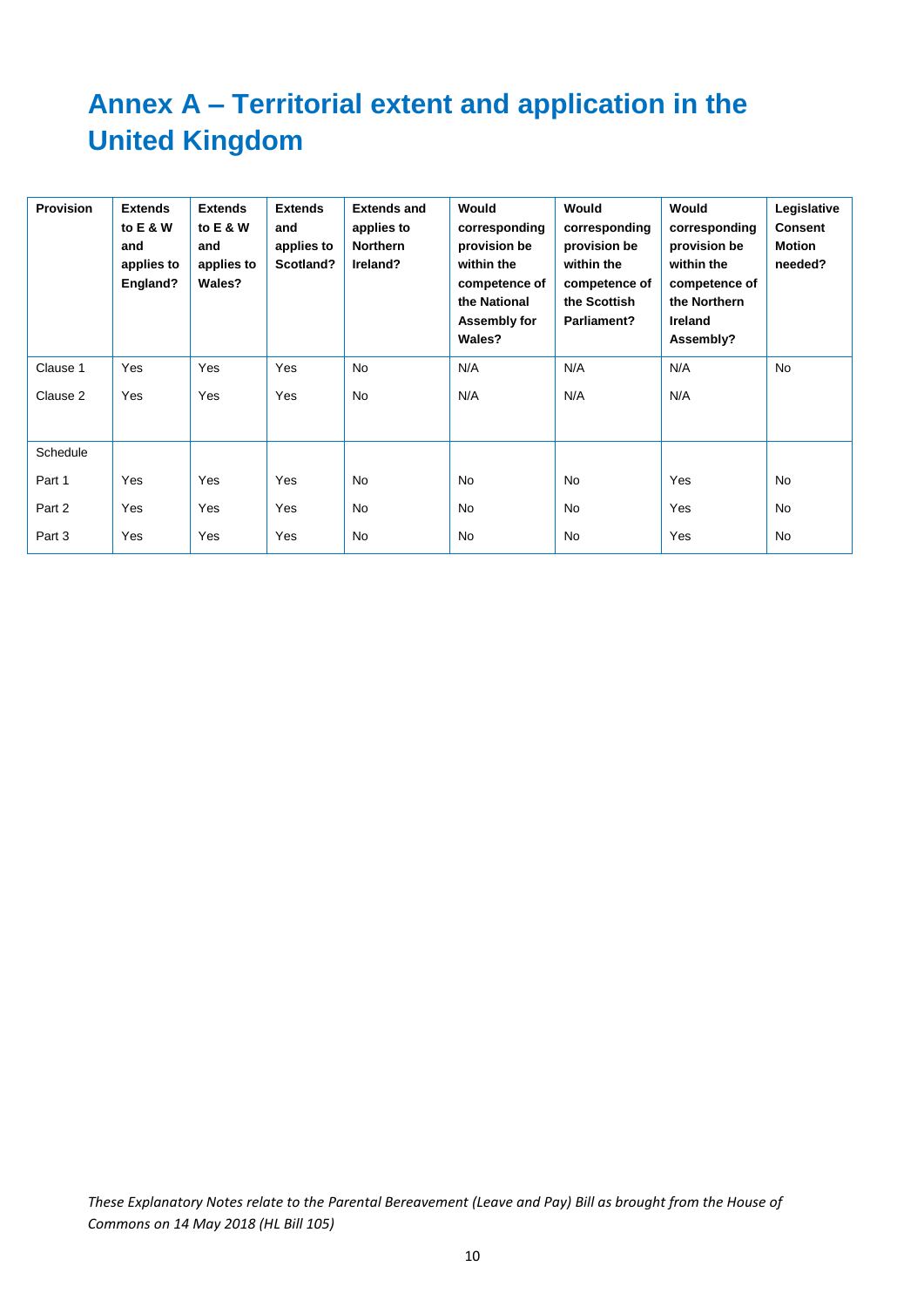# Annex A – Territorial extent and application in the United Kingdom

| Provision | Extends to E & W and applies to England? | Extends to E & W and applies to Wales? | Extends and applies to Scotland? | Extends and applies to Northern Ireland? | Would corresponding provision be within the competence of the National Assembly for Wales? | Would corresponding provision be within the competence of the Scottish Parliament? | Would corresponding provision be within the competence of the Northern Ireland Assembly? | Legislative Consent Motion needed? |
|---|---|---|---|---|---|---|---|---|
| Clause 1 | Yes | Yes | Yes | No | N/A | N/A | N/A | No |
| Clause 2 | Yes | Yes | Yes | No | N/A | N/A | N/A | |
| Schedule | | | | | | | | |
| Part 1 | Yes | Yes | Yes | No | No | No | Yes | No |
| Part 2 | Yes | Yes | Yes | No | No | No | Yes | No |
| Part 3 | Yes | Yes | Yes | No | No | No | Yes | No |

*These Explanatory Notes relate to the Parental Bereavement (Leave and Pay) Bill as brought from the House of Commons on 14 May 2018 (HL Bill 105)*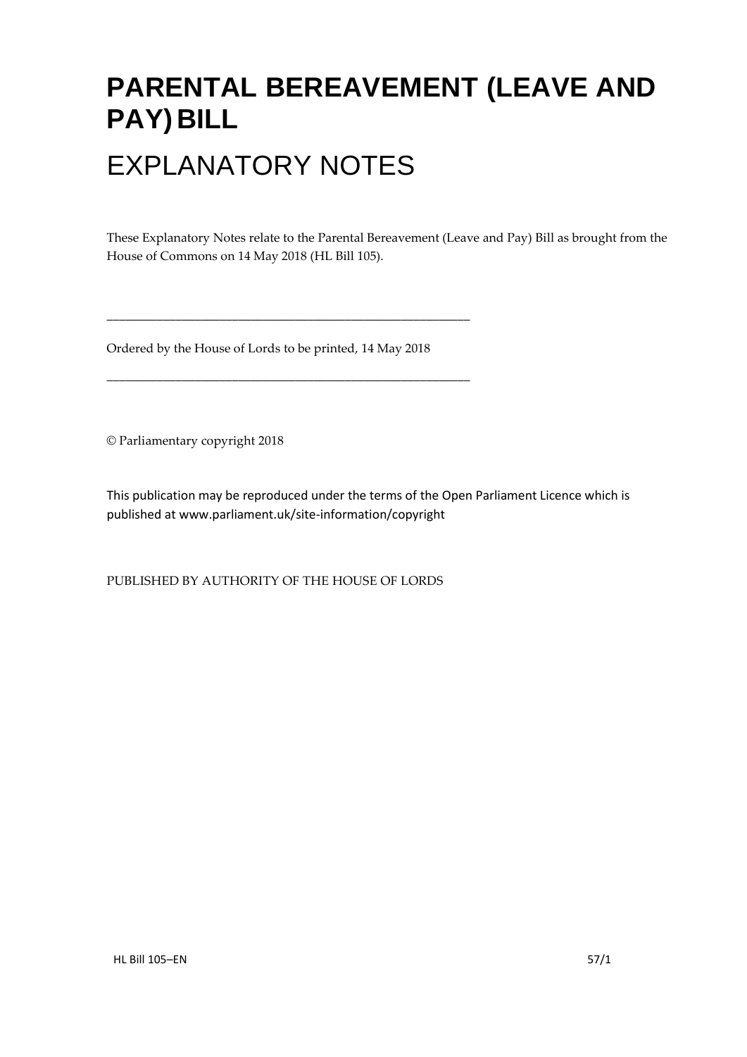# PARENTAL BEREAVEMENT (LEAVE AND PAY) BILL

# EXPLANATORY NOTES

These Explanatory Notes relate to the Parental Bereavement (Leave and Pay) Bill as brought from the House of Commons on 14 May 2018 (HL Bill 105).

---

Ordered by the House of Lords to be printed, 14 May 2018

---

© Parliamentary copyright 2018

This publication may be reproduced under the terms of the Open Parliament Licence which is published at www.parliament.uk/site-information/copyright

PUBLISHED BY AUTHORITY OF THE HOUSE OF LORDS

HL Bill 105–EN 57/1